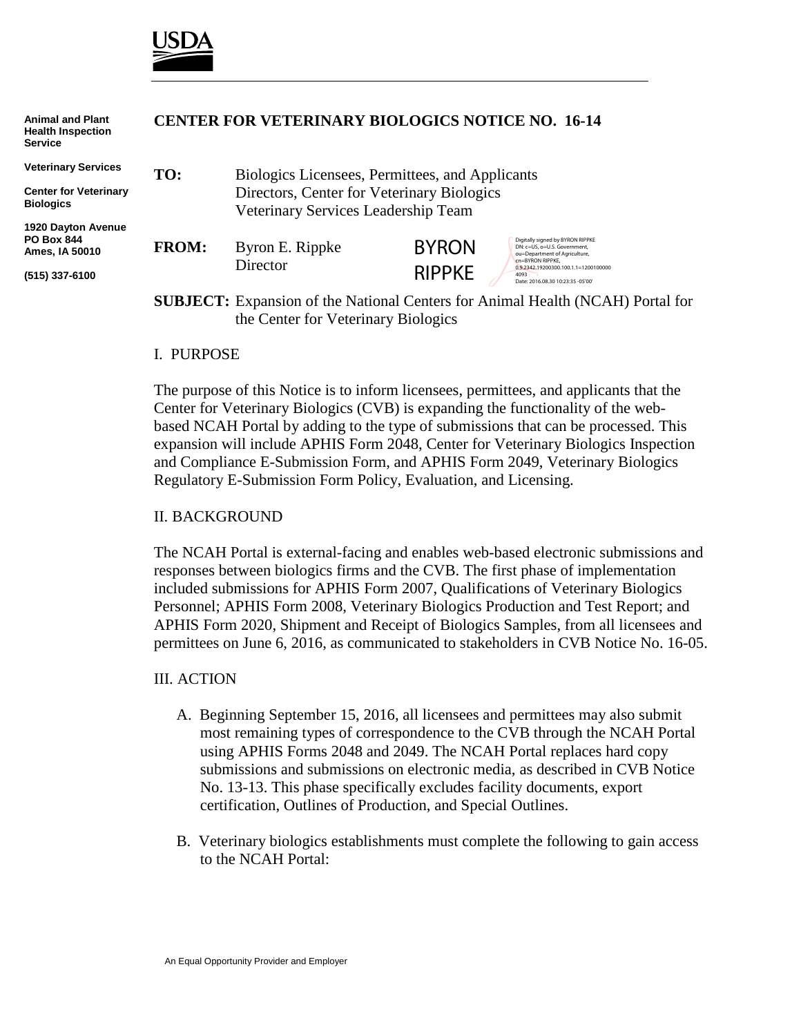USDA

Animal and Plant Health Inspection Service

Veterinary Services

Center for Veterinary Biologics

1920 Dayton Avenue
PO Box 844
Ames, IA 50010

(515) 337-6100

**CENTER FOR VETERINARY BIOLOGICS NOTICE NO. 16-14**

**TO:** Biologics Licensees, Permittees, and Applicants
Directors, Center for Veterinary Biologics
Veterinary Services Leadership Team

**FROM:** Byron E. Rippke
Director

BYRON RIPPKE

Digitally signed by BYRON RIPPKE
DN: c=US, o=U.S. Government, ou=Department of Agriculture, cn=BYRON RIPPKE, 0.9.2342.19200300.100.1.1=12001000004093
Date: 2016.08.30 10:23:35 -05'00'

**SUBJECT:** Expansion of the National Centers for Animal Health (NCAH) Portal for the Center for Veterinary Biologics

## I. PURPOSE

The purpose of this Notice is to inform licensees, permittees, and applicants that the Center for Veterinary Biologics (CVB) is expanding the functionality of the web-based NCAH Portal by adding to the type of submissions that can be processed. This expansion will include APHIS Form 2048, Center for Veterinary Biologics Inspection and Compliance E-Submission Form, and APHIS Form 2049, Veterinary Biologics Regulatory E-Submission Form Policy, Evaluation, and Licensing.

## II. BACKGROUND

The NCAH Portal is external-facing and enables web-based electronic submissions and responses between biologics firms and the CVB. The first phase of implementation included submissions for APHIS Form 2007, Qualifications of Veterinary Biologics Personnel; APHIS Form 2008, Veterinary Biologics Production and Test Report; and APHIS Form 2020, Shipment and Receipt of Biologics Samples, from all licensees and permittees on June 6, 2016, as communicated to stakeholders in CVB Notice No. 16-05.

## III. ACTION

A. Beginning September 15, 2016, all licensees and permittees may also submit most remaining types of correspondence to the CVB through the NCAH Portal using APHIS Forms 2048 and 2049. The NCAH Portal replaces hard copy submissions and submissions on electronic media, as described in CVB Notice No. 13-13. This phase specifically excludes facility documents, export certification, Outlines of Production, and Special Outlines.

B. Veterinary biologics establishments must complete the following to gain access to the NCAH Portal:

An Equal Opportunity Provider and Employer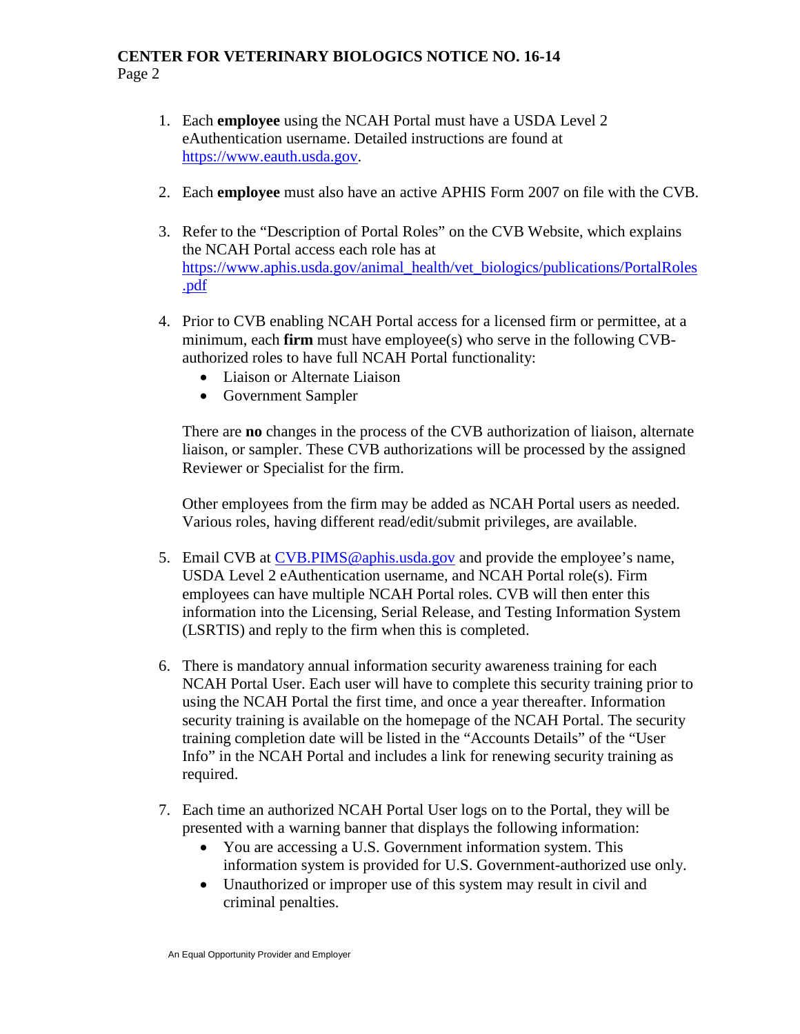1. Each **employee** using the NCAH Portal must have a USDA Level 2 eAuthentication username. Detailed instructions are found at [https://www.eauth.usda.gov](https://www.eauth.usda.gov).

2. Each **employee** must also have an active APHIS Form 2007 on file with the CVB.

3. Refer to the "Description of Portal Roles" on the CVB Website, which explains the NCAH Portal access each role has at [https://www.aphis.usda.gov/animal_health/vet_biologics/publications/PortalRoles.pdf](https://www.aphis.usda.gov/animal_health/vet_biologics/publications/PortalRoles.pdf)

4. Prior to CVB enabling NCAH Portal access for a licensed firm or permittee, at a minimum, each **firm** must have employee(s) who serve in the following CVB-authorized roles to have full NCAH Portal functionality:
   - Liaison or Alternate Liaison
   - Government Sampler

   There are **no** changes in the process of the CVB authorization of liaison, alternate liaison, or sampler. These CVB authorizations will be processed by the assigned Reviewer or Specialist for the firm.

   Other employees from the firm may be added as NCAH Portal users as needed. Various roles, having different read/edit/submit privileges, are available.

5. Email CVB at [CVB.PIMS@aphis.usda.gov](mailto:CVB.PIMS@aphis.usda.gov) and provide the employee's name, USDA Level 2 eAuthentication username, and NCAH Portal role(s). Firm employees can have multiple NCAH Portal roles. CVB will then enter this information into the Licensing, Serial Release, and Testing Information System (LSRTIS) and reply to the firm when this is completed.

6. There is mandatory annual information security awareness training for each NCAH Portal User. Each user will have to complete this security training prior to using the NCAH Portal the first time, and once a year thereafter. Information security training is available on the homepage of the NCAH Portal. The security training completion date will be listed in the "Accounts Details" of the "User Info" in the NCAH Portal and includes a link for renewing security training as required.

7. Each time an authorized NCAH Portal User logs on to the Portal, they will be presented with a warning banner that displays the following information:
   - You are accessing a U.S. Government information system. This information system is provided for U.S. Government-authorized use only.
   - Unauthorized or improper use of this system may result in civil and criminal penalties.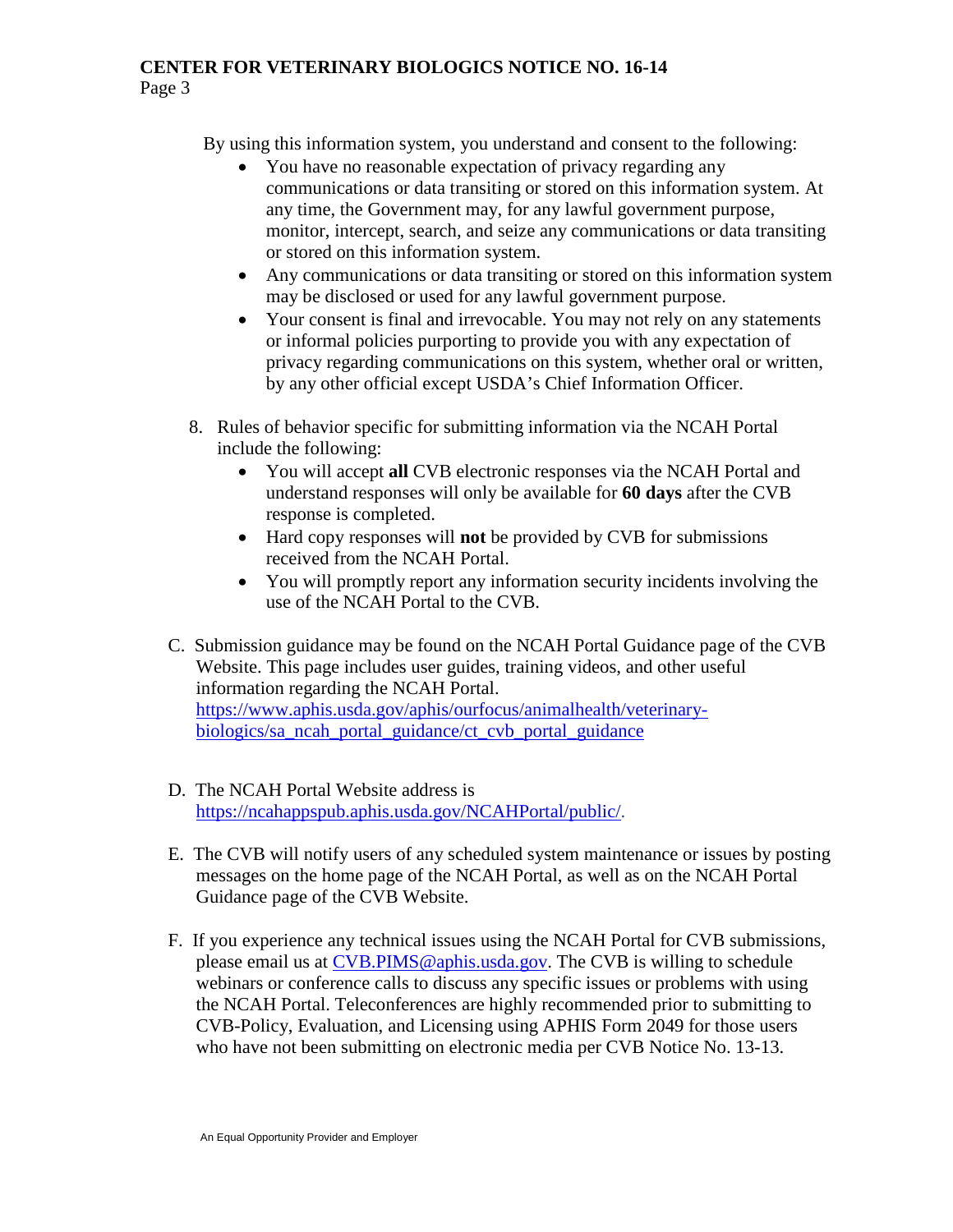By using this information system, you understand and consent to the following:

- You have no reasonable expectation of privacy regarding any communications or data transiting or stored on this information system. At any time, the Government may, for any lawful government purpose, monitor, intercept, search, and seize any communications or data transiting or stored on this information system.
- Any communications or data transiting or stored on this information system may be disclosed or used for any lawful government purpose.
- Your consent is final and irrevocable. You may not rely on any statements or informal policies purporting to provide you with any expectation of privacy regarding communications on this system, whether oral or written, by any other official except USDA's Chief Information Officer.

8. Rules of behavior specific for submitting information via the NCAH Portal include the following:
   - You will accept **all** CVB electronic responses via the NCAH Portal and understand responses will only be available for **60 days** after the CVB response is completed.
   - Hard copy responses will **not** be provided by CVB for submissions received from the NCAH Portal.
   - You will promptly report any information security incidents involving the use of the NCAH Portal to the CVB.

C. Submission guidance may be found on the NCAH Portal Guidance page of the CVB Website. This page includes user guides, training videos, and other useful information regarding the NCAH Portal. https://www.aphis.usda.gov/aphis/ourfocus/animalhealth/veterinary-biologics/sa_ncah_portal_guidance/ct_cvb_portal_guidance

D. The NCAH Portal Website address is https://ncahappspub.aphis.usda.gov/NCAHPortal/public/.

E. The CVB will notify users of any scheduled system maintenance or issues by posting messages on the home page of the NCAH Portal, as well as on the NCAH Portal Guidance page of the CVB Website.

F. If you experience any technical issues using the NCAH Portal for CVB submissions, please email us at CVB.PIMS@aphis.usda.gov. The CVB is willing to schedule webinars or conference calls to discuss any specific issues or problems with using the NCAH Portal. Teleconferences are highly recommended prior to submitting to CVB-Policy, Evaluation, and Licensing using APHIS Form 2049 for those users who have not been submitting on electronic media per CVB Notice No. 13-13.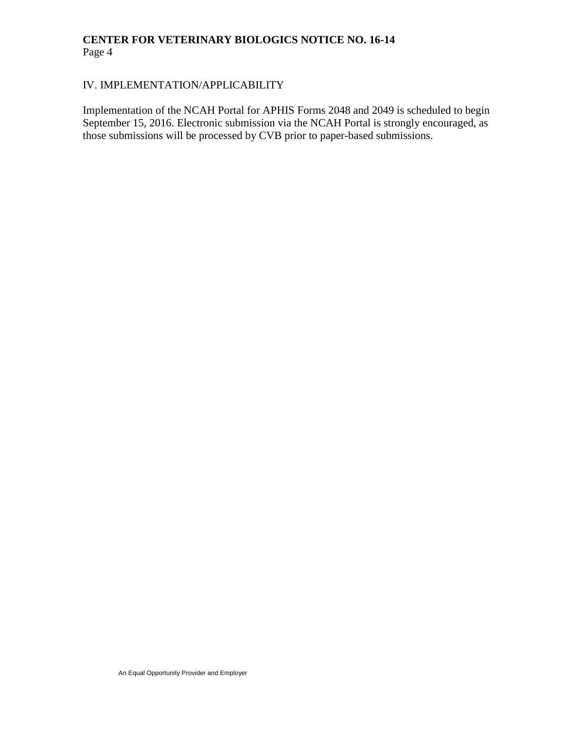## IV. IMPLEMENTATION/APPLICABILITY

Implementation of the NCAH Portal for APHIS Forms 2048 and 2049 is scheduled to begin September 15, 2016. Electronic submission via the NCAH Portal is strongly encouraged, as those submissions will be processed by CVB prior to paper-based submissions.